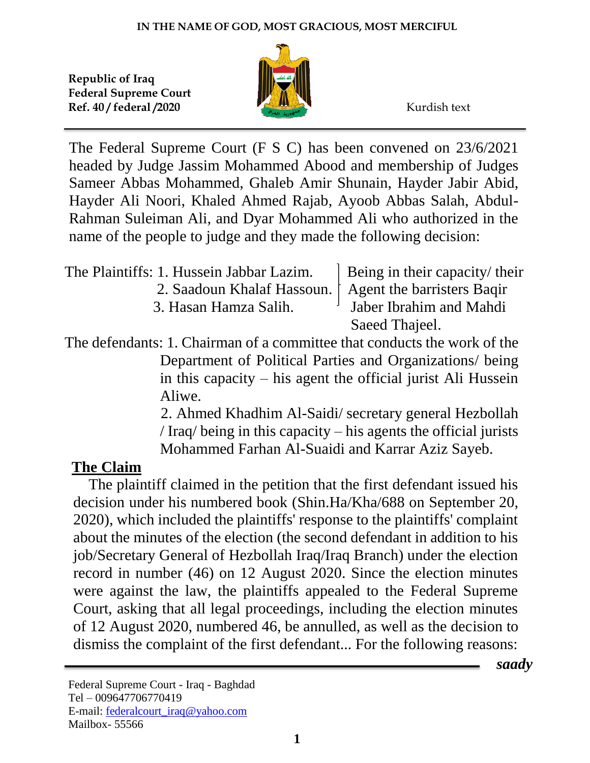IN THE NAME OF GOD, MOST GRACIOUS, MOST MERCIFUL

**Republic of Iraq**
**Federal Supreme Court**
**Ref. 40 / federal /2020**

Kurdish text

The Federal Supreme Court (F S C) has been convened on 23/6/2021 headed by Judge Jassim Mohammed Abood and membership of Judges Sameer Abbas Mohammed, Ghaleb Amir Shunain, Hayder Jabir Abid, Hayder Ali Noori, Khaled Ahmed Rajab, Ayoob Abbas Salah, Abdul-Rahman Suleiman Ali, and Dyar Mohammed Ali who authorized in the name of the people to judge and they made the following decision:

The Plaintiffs: 1. Hussein Jabbar Lazim.
2. Saadoun Khalaf Hassoun.
3. Hasan Hamza Salih.

Being in their capacity/ their Agent the barristers Baqir Jaber Ibrahim and Mahdi Saeed Thajeel.

The defendants: 1. Chairman of a committee that conducts the work of the Department of Political Parties and Organizations/ being in this capacity – his agent the official jurist Ali Hussein Aliwe.

2. Ahmed Khadhim Al-Saidi/ secretary general Hezbollah / Iraq/ being in this capacity – his agents the official jurists Mohammed Farhan Al-Suaidi and Karrar Aziz Sayeb.

## The Claim

The plaintiff claimed in the petition that the first defendant issued his decision under his numbered book (Shin.Ha/Kha/688 on September 20, 2020), which included the plaintiffs' response to the plaintiffs' complaint about the minutes of the election (the second defendant in addition to his job/Secretary General of Hezbollah Iraq/Iraq Branch) under the election record in number (46) on 12 August 2020. Since the election minutes were against the law, the plaintiffs appealed to the Federal Supreme Court, asking that all legal proceedings, including the election minutes of 12 August 2020, numbered 46, be annulled, as well as the decision to dismiss the complaint of the first defendant... For the following reasons:

*saady*

Federal Supreme Court - Iraq - Baghdad
Tel – 009647706770419
E-mail: federalcourt_iraq@yahoo.com
Mailbox- 55566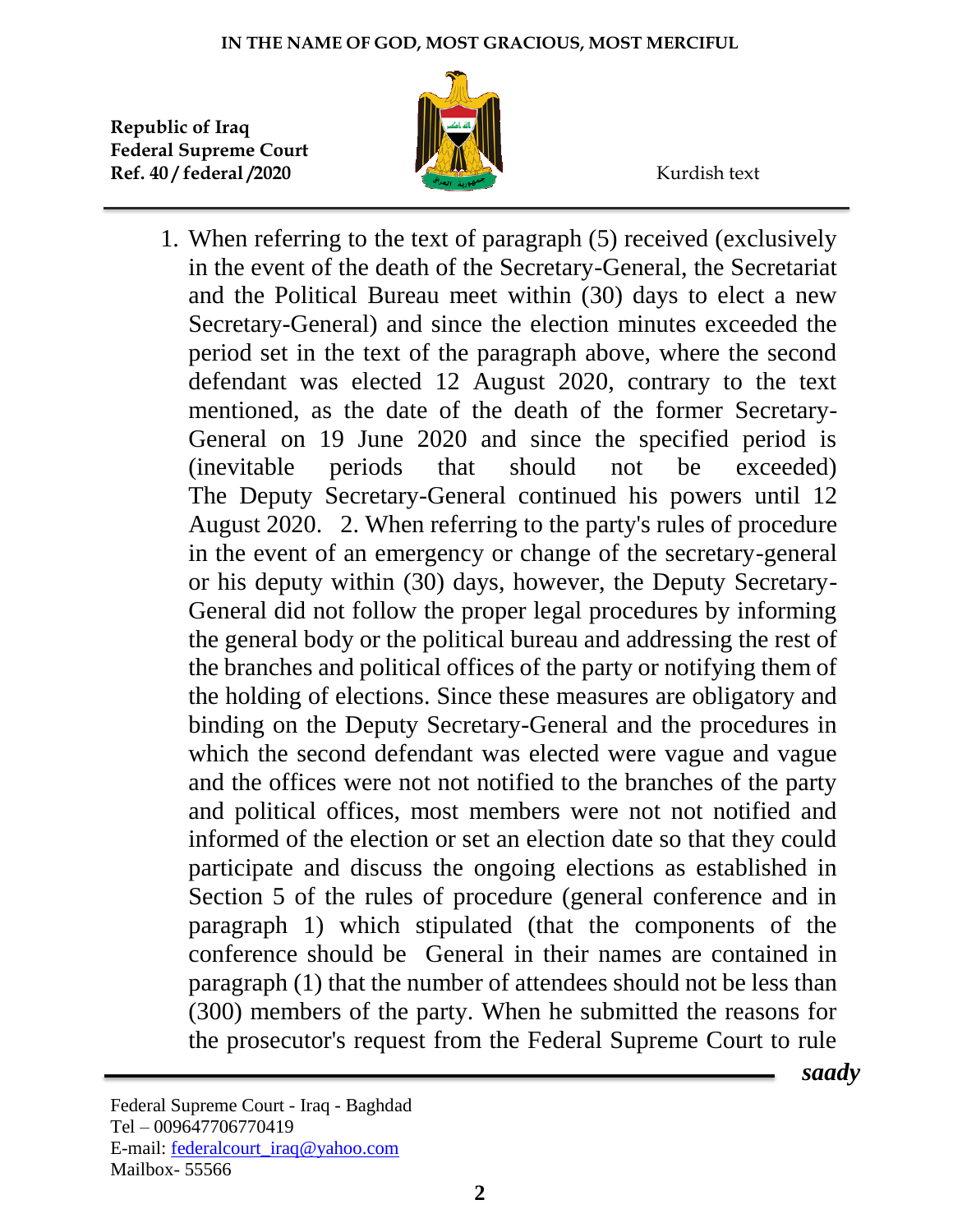1. When referring to the text of paragraph (5) received (exclusively in the event of the death of the Secretary-General, the Secretariat and the Political Bureau meet within (30) days to elect a new Secretary-General) and since the election minutes exceeded the period set in the text of the paragraph above, where the second defendant was elected 12 August 2020, contrary to the text mentioned, as the date of the death of the former Secretary-General on 19 June 2020 and since the specified period is (inevitable periods that should not be exceeded) The Deputy Secretary-General continued his powers until 12 August 2020. 2. When referring to the party's rules of procedure in the event of an emergency or change of the secretary-general or his deputy within (30) days, however, the Deputy Secretary-General did not follow the proper legal procedures by informing the general body or the political bureau and addressing the rest of the branches and political offices of the party or notifying them of the holding of elections. Since these measures are obligatory and binding on the Deputy Secretary-General and the procedures in which the second defendant was elected were vague and vague and the offices were not not notified to the branches of the party and political offices, most members were not not notified and informed of the election or set an election date so that they could participate and discuss the ongoing elections as established in Section 5 of the rules of procedure (general conference and in paragraph 1) which stipulated (that the components of the conference should be General in their names are contained in paragraph (1) that the number of attendees should not be less than (300) members of the party. When he submitted the reasons for the prosecutor's request from the Federal Supreme Court to rule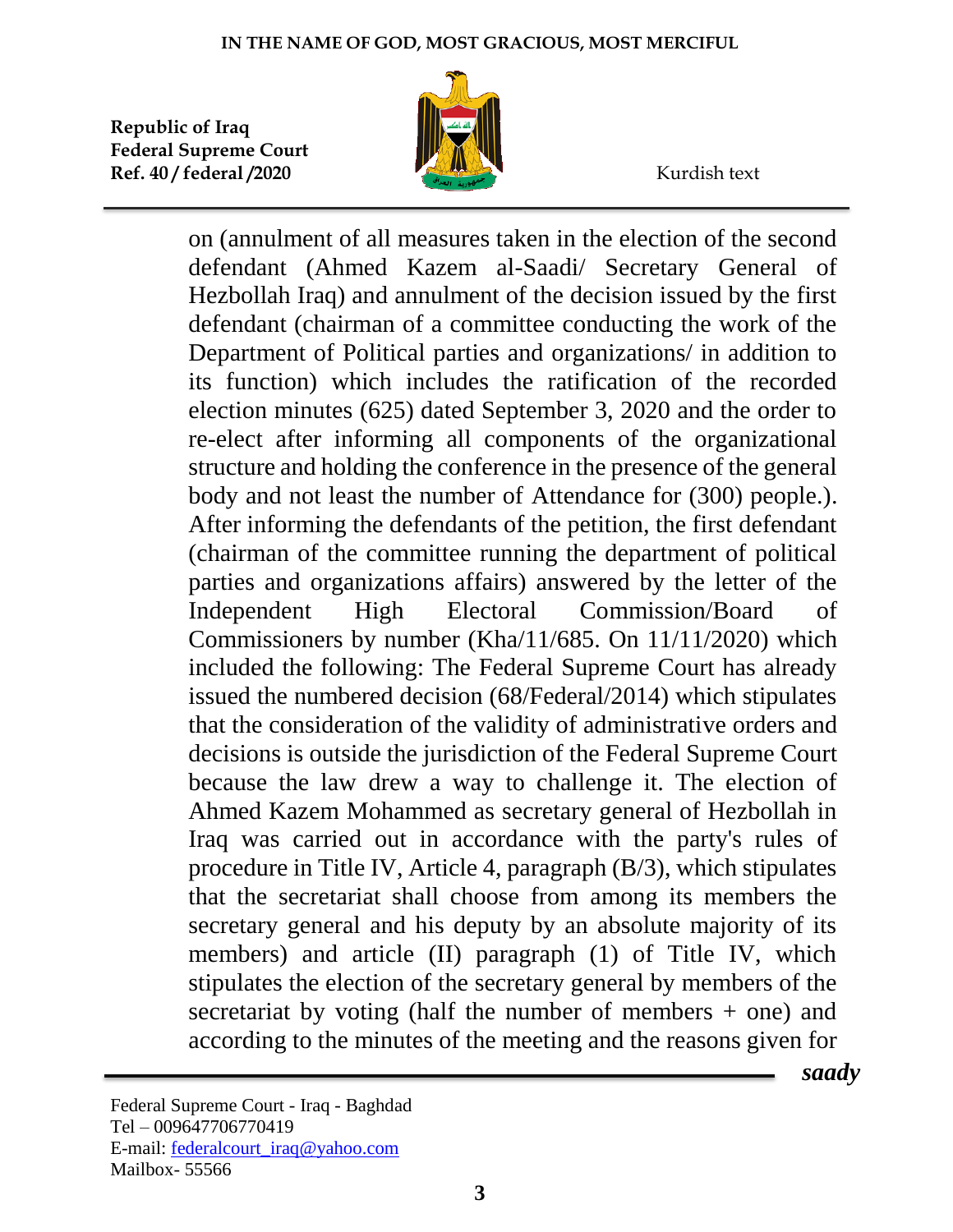on (annulment of all measures taken in the election of the second defendant (Ahmed Kazem al-Saadi/ Secretary General of Hezbollah Iraq) and annulment of the decision issued by the first defendant (chairman of a committee conducting the work of the Department of Political parties and organizations/ in addition to its function) which includes the ratification of the recorded election minutes (625) dated September 3, 2020 and the order to re-elect after informing all components of the organizational structure and holding the conference in the presence of the general body and not least the number of Attendance for (300) people.). After informing the defendants of the petition, the first defendant (chairman of the committee running the department of political parties and organizations affairs) answered by the letter of the Independent High Electoral Commission/Board of Commissioners by number (Kha/11/685. On 11/11/2020) which included the following: The Federal Supreme Court has already issued the numbered decision (68/Federal/2014) which stipulates that the consideration of the validity of administrative orders and decisions is outside the jurisdiction of the Federal Supreme Court because the law drew a way to challenge it. The election of Ahmed Kazem Mohammed as secretary general of Hezbollah in Iraq was carried out in accordance with the party's rules of procedure in Title IV, Article 4, paragraph (B/3), which stipulates that the secretariat shall choose from among its members the secretary general and his deputy by an absolute majority of its members) and article (II) paragraph (1) of Title IV, which stipulates the election of the secretary general by members of the secretariat by voting (half the number of members + one) and according to the minutes of the meeting and the reasons given for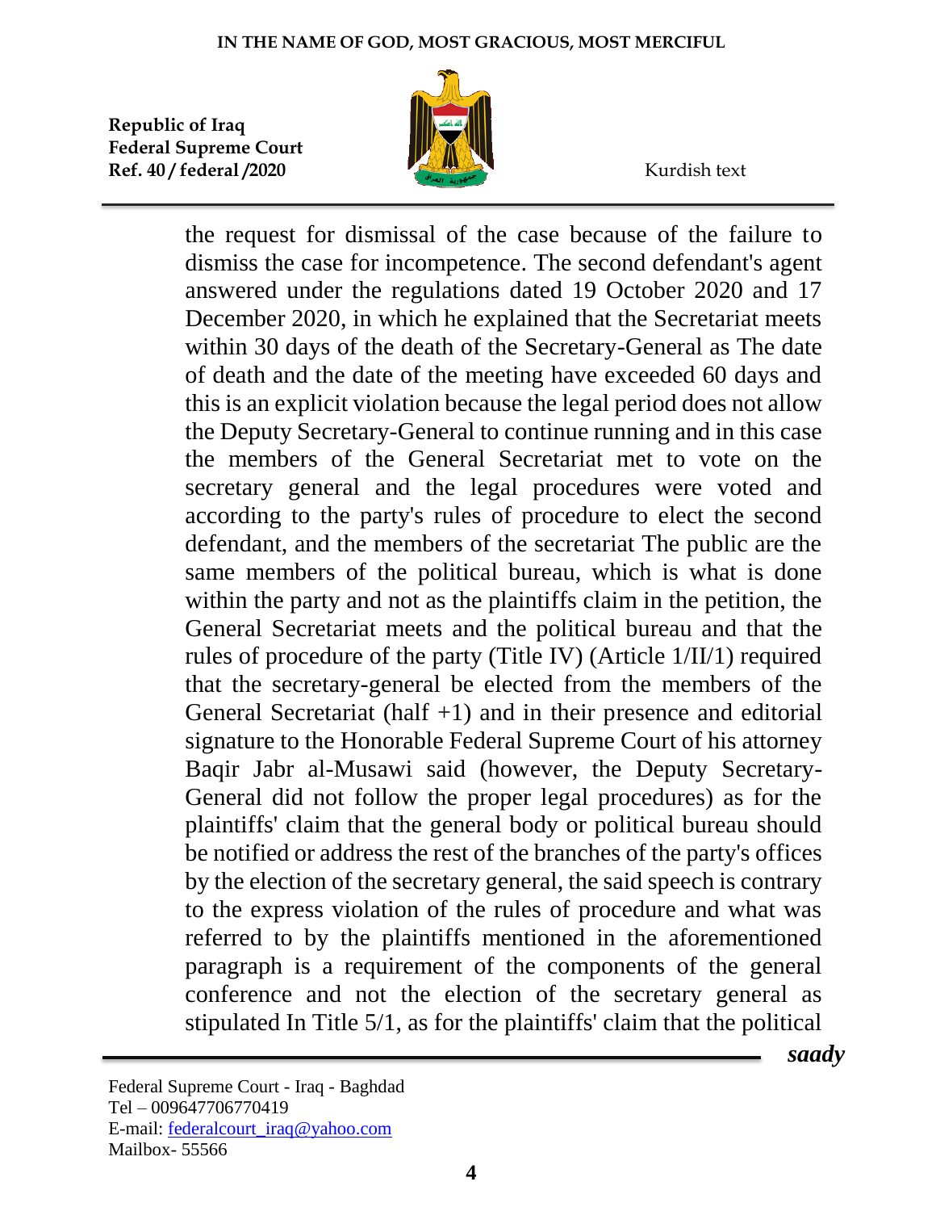the request for dismissal of the case because of the failure to dismiss the case for incompetence. The second defendant's agent answered under the regulations dated 19 October 2020 and 17 December 2020, in which he explained that the Secretariat meets within 30 days of the death of the Secretary-General as The date of death and the date of the meeting have exceeded 60 days and this is an explicit violation because the legal period does not allow the Deputy Secretary-General to continue running and in this case the members of the General Secretariat met to vote on the secretary general and the legal procedures were voted and according to the party's rules of procedure to elect the second defendant, and the members of the secretariat The public are the same members of the political bureau, which is what is done within the party and not as the plaintiffs claim in the petition, the General Secretariat meets and the political bureau and that the rules of procedure of the party (Title IV) (Article 1/II/1) required that the secretary-general be elected from the members of the General Secretariat (half +1) and in their presence and editorial signature to the Honorable Federal Supreme Court of his attorney Baqir Jabr al-Musawi said (however, the Deputy Secretary-General did not follow the proper legal procedures) as for the plaintiffs' claim that the general body or political bureau should be notified or address the rest of the branches of the party's offices by the election of the secretary general, the said speech is contrary to the express violation of the rules of procedure and what was referred to by the plaintiffs mentioned in the aforementioned paragraph is a requirement of the components of the general conference and not the election of the secretary general as stipulated In Title 5/1, as for the plaintiffs' claim that the political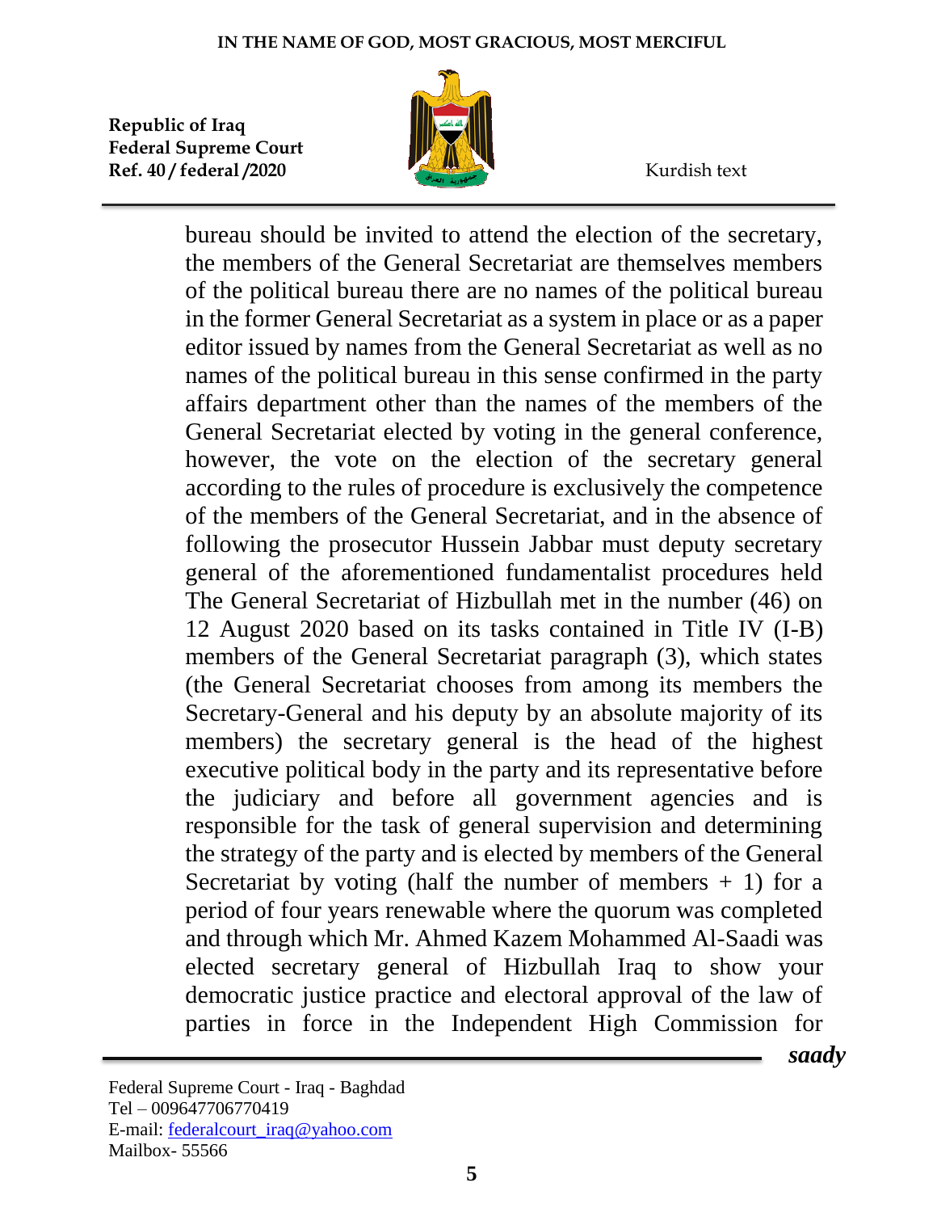bureau should be invited to attend the election of the secretary, the members of the General Secretariat are themselves members of the political bureau there are no names of the political bureau in the former General Secretariat as a system in place or as a paper editor issued by names from the General Secretariat as well as no names of the political bureau in this sense confirmed in the party affairs department other than the names of the members of the General Secretariat elected by voting in the general conference, however, the vote on the election of the secretary general according to the rules of procedure is exclusively the competence of the members of the General Secretariat, and in the absence of following the prosecutor Hussein Jabbar must deputy secretary general of the aforementioned fundamentalist procedures held The General Secretariat of Hizbullah met in the number (46) on 12 August 2020 based on its tasks contained in Title IV (I-B) members of the General Secretariat paragraph (3), which states (the General Secretariat chooses from among its members the Secretary-General and his deputy by an absolute majority of its members) the secretary general is the head of the highest executive political body in the party and its representative before the judiciary and before all government agencies and is responsible for the task of general supervision and determining the strategy of the party and is elected by members of the General Secretariat by voting (half the number of members + 1) for a period of four years renewable where the quorum was completed and through which Mr. Ahmed Kazem Mohammed Al-Saadi was elected secretary general of Hizbullah Iraq to show your democratic justice practice and electoral approval of the law of parties in force in the Independent High Commission for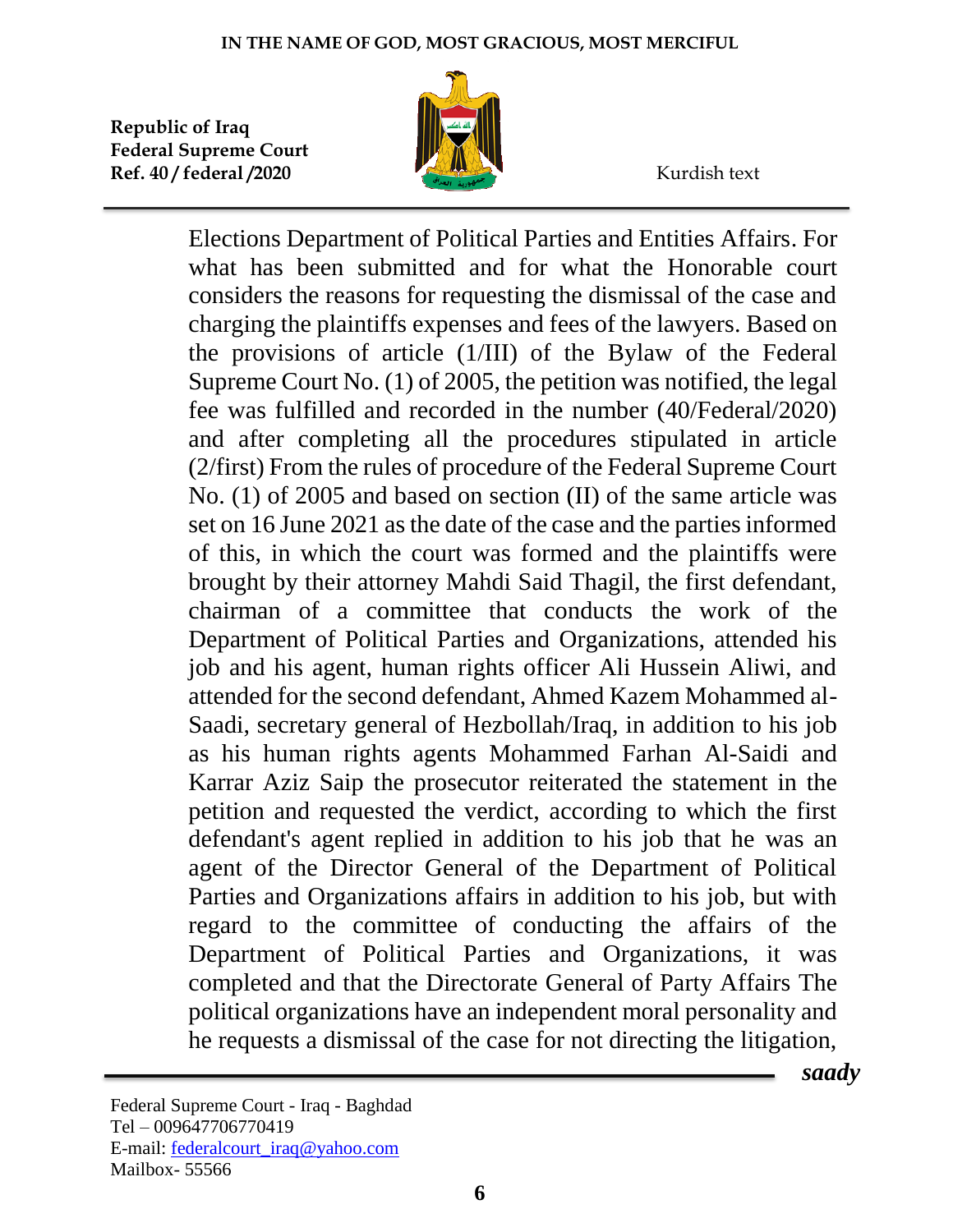Elections Department of Political Parties and Entities Affairs. For what has been submitted and for what the Honorable court considers the reasons for requesting the dismissal of the case and charging the plaintiffs expenses and fees of the lawyers. Based on the provisions of article (1/III) of the Bylaw of the Federal Supreme Court No. (1) of 2005, the petition was notified, the legal fee was fulfilled and recorded in the number (40/Federal/2020) and after completing all the procedures stipulated in article (2/first) From the rules of procedure of the Federal Supreme Court No. (1) of 2005 and based on section (II) of the same article was set on 16 June 2021 as the date of the case and the parties informed of this, in which the court was formed and the plaintiffs were brought by their attorney Mahdi Said Thagil, the first defendant, chairman of a committee that conducts the work of the Department of Political Parties and Organizations, attended his job and his agent, human rights officer Ali Hussein Aliwi, and attended for the second defendant, Ahmed Kazem Mohammed al-Saadi, secretary general of Hezbollah/Iraq, in addition to his job as his human rights agents Mohammed Farhan Al-Saidi and Karrar Aziz Saip the prosecutor reiterated the statement in the petition and requested the verdict, according to which the first defendant's agent replied in addition to his job that he was an agent of the Director General of the Department of Political Parties and Organizations affairs in addition to his job, but with regard to the committee of conducting the affairs of the Department of Political Parties and Organizations, it was completed and that the Directorate General of Party Affairs The political organizations have an independent moral personality and he requests a dismissal of the case for not directing the litigation,

*saady*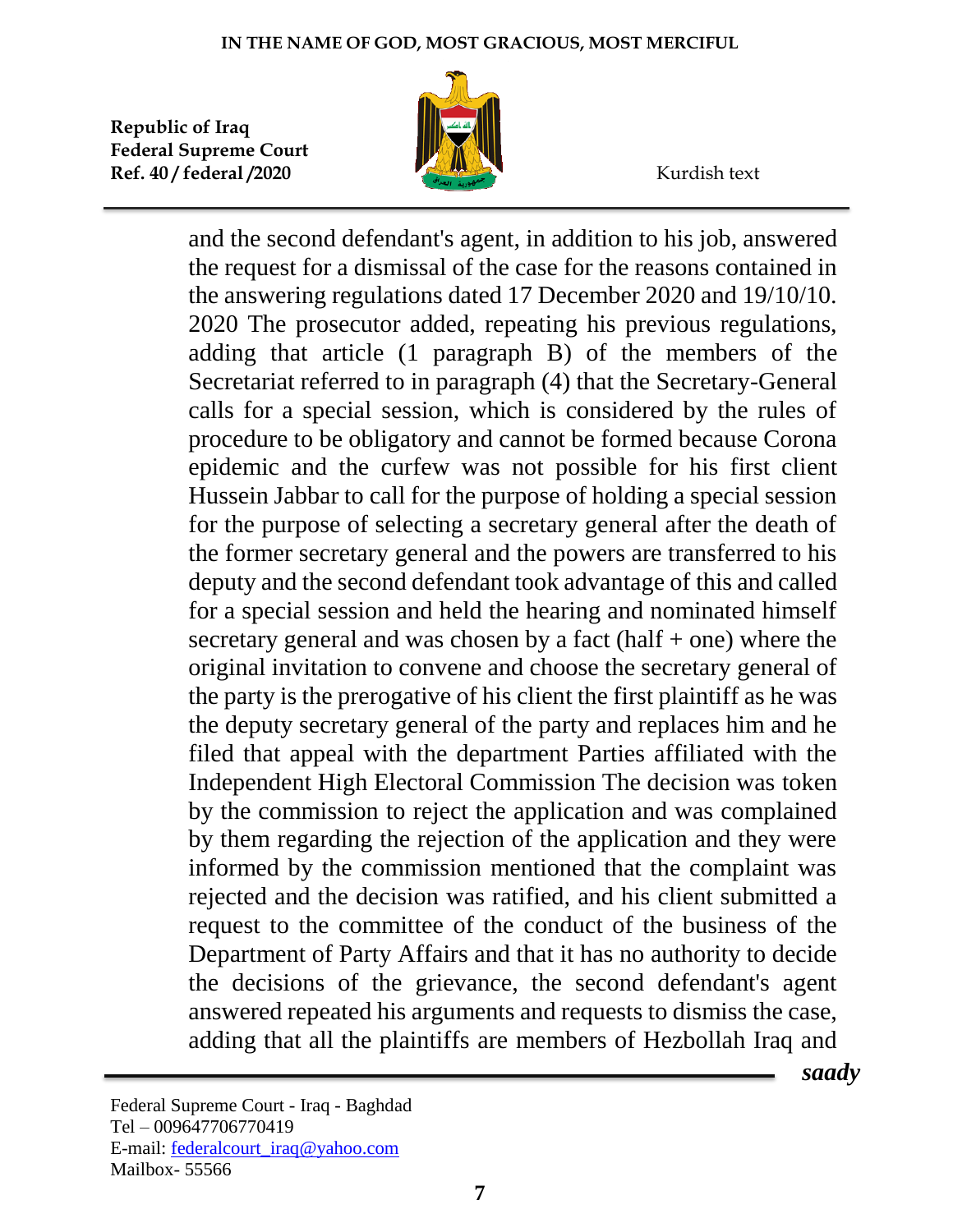and the second defendant's agent, in addition to his job, answered the request for a dismissal of the case for the reasons contained in the answering regulations dated 17 December 2020 and 19/10/10. 2020 The prosecutor added, repeating his previous regulations, adding that article (1 paragraph B) of the members of the Secretariat referred to in paragraph (4) that the Secretary-General calls for a special session, which is considered by the rules of procedure to be obligatory and cannot be formed because Corona epidemic and the curfew was not possible for his first client Hussein Jabbar to call for the purpose of holding a special session for the purpose of selecting a secretary general after the death of the former secretary general and the powers are transferred to his deputy and the second defendant took advantage of this and called for a special session and held the hearing and nominated himself secretary general and was chosen by a fact (half + one) where the original invitation to convene and choose the secretary general of the party is the prerogative of his client the first plaintiff as he was the deputy secretary general of the party and replaces him and he filed that appeal with the department Parties affiliated with the Independent High Electoral Commission The decision was token by the commission to reject the application and was complained by them regarding the rejection of the application and they were informed by the commission mentioned that the complaint was rejected and the decision was ratified, and his client submitted a request to the committee of the conduct of the business of the Department of Party Affairs and that it has no authority to decide the decisions of the grievance, the second defendant's agent answered repeated his arguments and requests to dismiss the case, adding that all the plaintiffs are members of Hezbollah Iraq and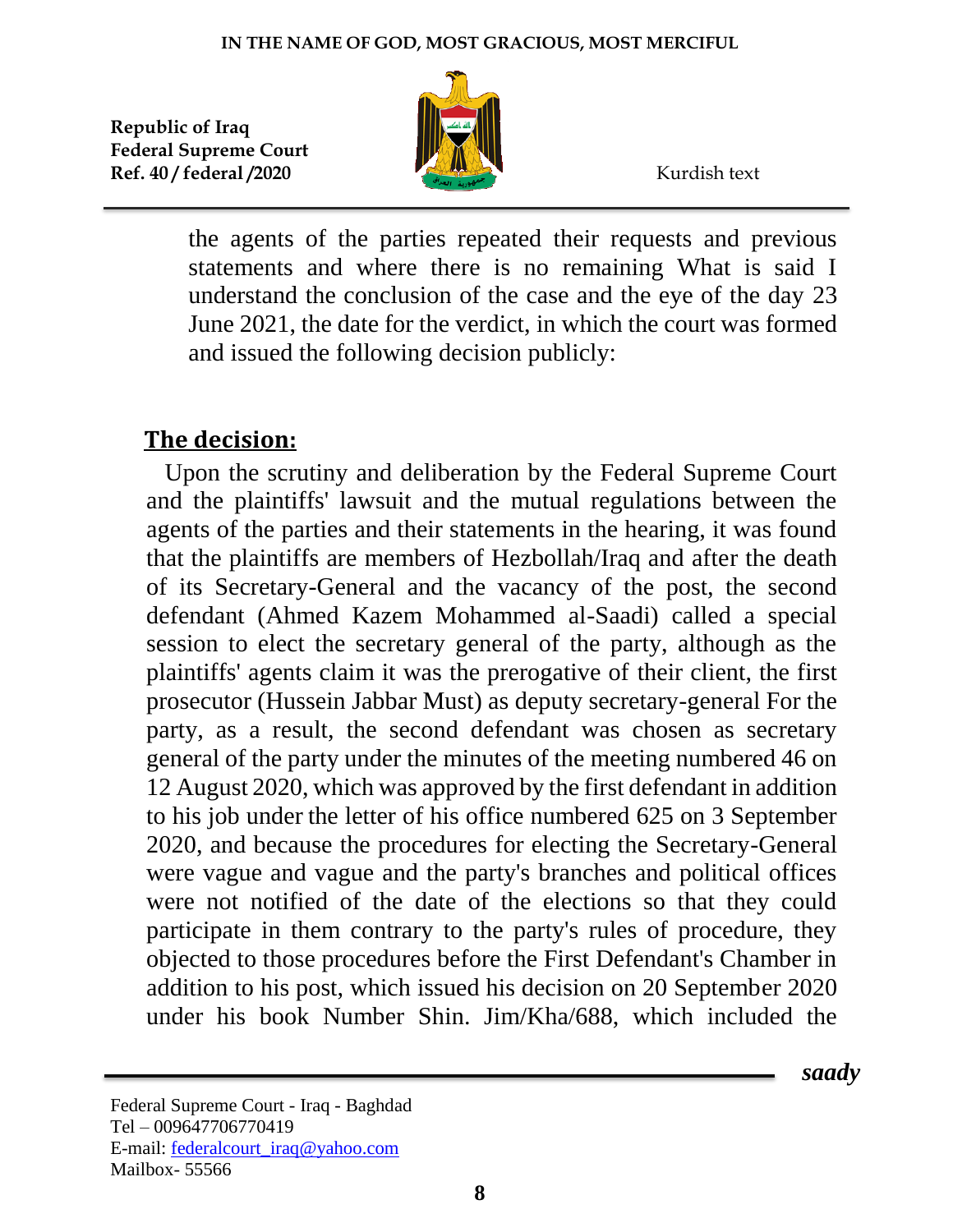the agents of the parties repeated their requests and previous statements and where there is no remaining What is said I understand the conclusion of the case and the eye of the day 23 June 2021, the date for the verdict, in which the court was formed and issued the following decision publicly:

## The decision:

Upon the scrutiny and deliberation by the Federal Supreme Court and the plaintiffs' lawsuit and the mutual regulations between the agents of the parties and their statements in the hearing, it was found that the plaintiffs are members of Hezbollah/Iraq and after the death of its Secretary-General and the vacancy of the post, the second defendant (Ahmed Kazem Mohammed al-Saadi) called a special session to elect the secretary general of the party, although as the plaintiffs' agents claim it was the prerogative of their client, the first prosecutor (Hussein Jabbar Must) as deputy secretary-general For the party, as a result, the second defendant was chosen as secretary general of the party under the minutes of the meeting numbered 46 on 12 August 2020, which was approved by the first defendant in addition to his job under the letter of his office numbered 625 on 3 September 2020, and because the procedures for electing the Secretary-General were vague and vague and the party's branches and political offices were not notified of the date of the elections so that they could participate in them contrary to the party's rules of procedure, they objected to those procedures before the First Defendant's Chamber in addition to his post, which issued his decision on 20 September 2020 under his book Number Shin. Jim/Kha/688, which included the

*saady*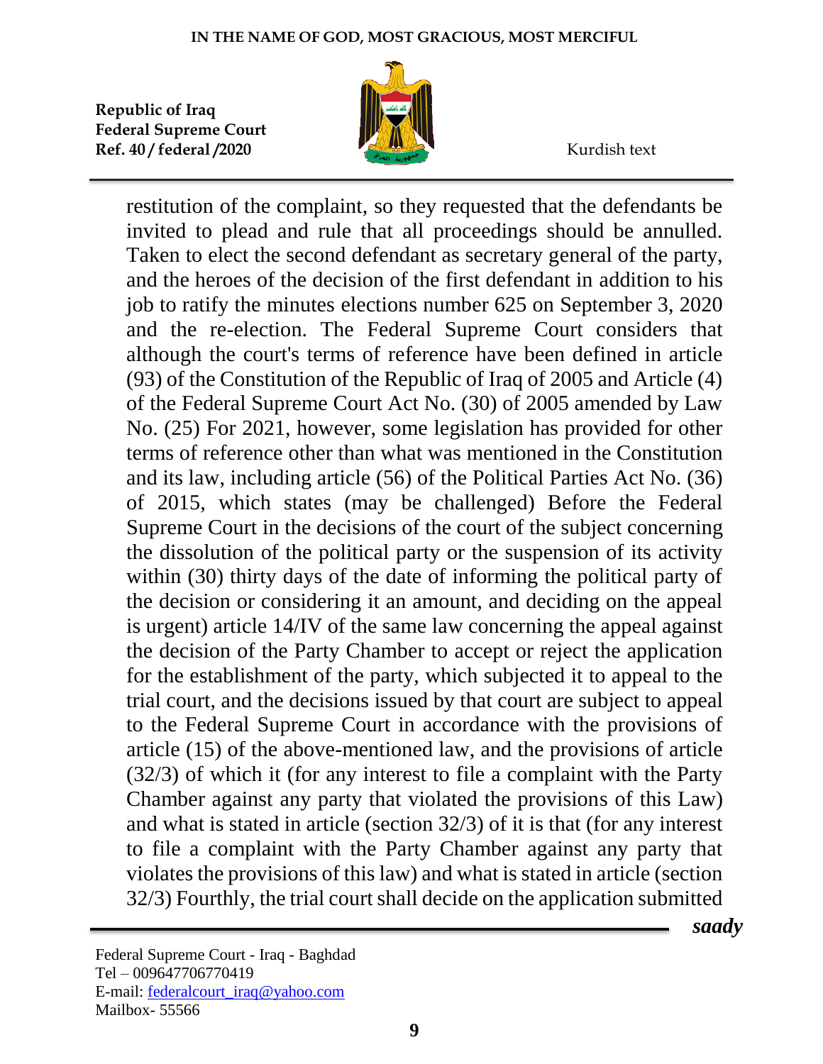restitution of the complaint, so they requested that the defendants be invited to plead and rule that all proceedings should be annulled. Taken to elect the second defendant as secretary general of the party, and the heroes of the decision of the first defendant in addition to his job to ratify the minutes elections number 625 on September 3, 2020 and the re-election. The Federal Supreme Court considers that although the court's terms of reference have been defined in article (93) of the Constitution of the Republic of Iraq of 2005 and Article (4) of the Federal Supreme Court Act No. (30) of 2005 amended by Law No. (25) For 2021, however, some legislation has provided for other terms of reference other than what was mentioned in the Constitution and its law, including article (56) of the Political Parties Act No. (36) of 2015, which states (may be challenged) Before the Federal Supreme Court in the decisions of the court of the subject concerning the dissolution of the political party or the suspension of its activity within (30) thirty days of the date of informing the political party of the decision or considering it an amount, and deciding on the appeal is urgent) article 14/IV of the same law concerning the appeal against the decision of the Party Chamber to accept or reject the application for the establishment of the party, which subjected it to appeal to the trial court, and the decisions issued by that court are subject to appeal to the Federal Supreme Court in accordance with the provisions of article (15) of the above-mentioned law, and the provisions of article (32/3) of which it (for any interest to file a complaint with the Party Chamber against any party that violated the provisions of this Law) and what is stated in article (section 32/3) of it is that (for any interest to file a complaint with the Party Chamber against any party that violates the provisions of this law) and what is stated in article (section 32/3) Fourthly, the trial court shall decide on the application submitted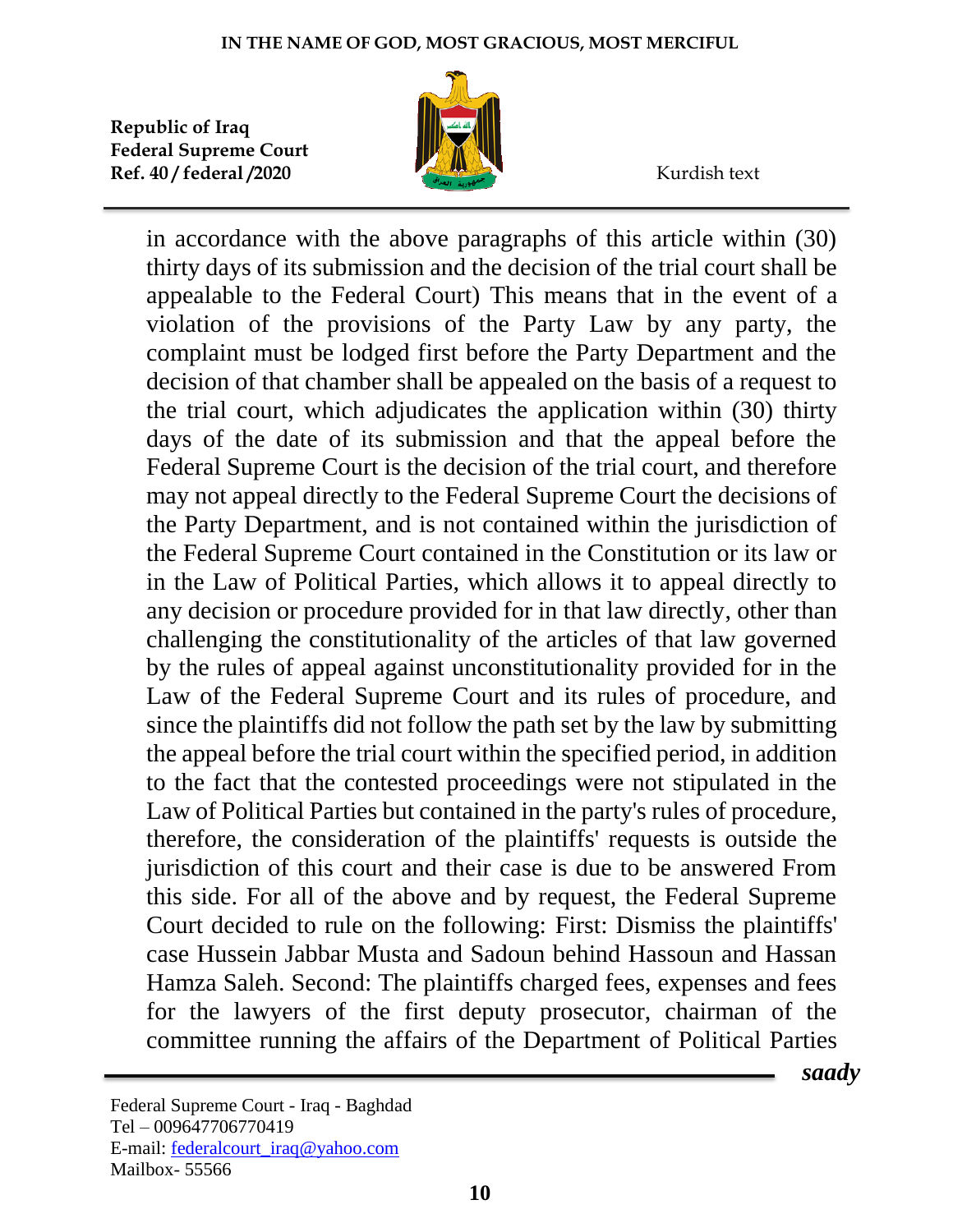in accordance with the above paragraphs of this article within (30) thirty days of its submission and the decision of the trial court shall be appealable to the Federal Court) This means that in the event of a violation of the provisions of the Party Law by any party, the complaint must be lodged first before the Party Department and the decision of that chamber shall be appealed on the basis of a request to the trial court, which adjudicates the application within (30) thirty days of the date of its submission and that the appeal before the Federal Supreme Court is the decision of the trial court, and therefore may not appeal directly to the Federal Supreme Court the decisions of the Party Department, and is not contained within the jurisdiction of the Federal Supreme Court contained in the Constitution or its law or in the Law of Political Parties, which allows it to appeal directly to any decision or procedure provided for in that law directly, other than challenging the constitutionality of the articles of that law governed by the rules of appeal against unconstitutionality provided for in the Law of the Federal Supreme Court and its rules of procedure, and since the plaintiffs did not follow the path set by the law by submitting the appeal before the trial court within the specified period, in addition to the fact that the contested proceedings were not stipulated in the Law of Political Parties but contained in the party's rules of procedure, therefore, the consideration of the plaintiffs' requests is outside the jurisdiction of this court and their case is due to be answered From this side. For all of the above and by request, the Federal Supreme Court decided to rule on the following: First: Dismiss the plaintiffs' case Hussein Jabbar Musta and Sadoun behind Hassoun and Hassan Hamza Saleh. Second: The plaintiffs charged fees, expenses and fees for the lawyers of the first deputy prosecutor, chairman of the committee running the affairs of the Department of Political Parties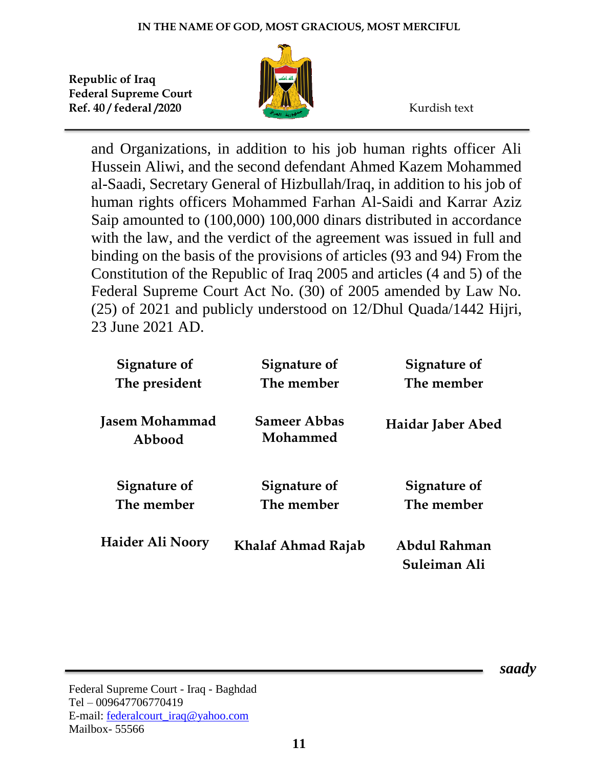and Organizations, in addition to his job human rights officer Ali Hussein Aliwi, and the second defendant Ahmed Kazem Mohammed al-Saadi, Secretary General of Hizbullah/Iraq, in addition to his job of human rights officers Mohammed Farhan Al-Saidi and Karrar Aziz Saip amounted to (100,000) 100,000 dinars distributed in accordance with the law, and the verdict of the agreement was issued in full and binding on the basis of the provisions of articles (93 and 94) From the Constitution of the Republic of Iraq 2005 and articles (4 and 5) of the Federal Supreme Court Act No. (30) of 2005 amended by Law No. (25) of 2021 and publicly understood on 12/Dhul Quada/1442 Hijri, 23 June 2021 AD.

| **Signature of The president** | **Signature of The member** | **Signature of The member** |
|---|---|---|
| **Jasem Mohammad Abbood** | **Sameer Abbas Mohammed** | **Haidar Jaber Abed** |
| **Signature of The member** | **Signature of The member** | **Signature of The member** |
| **Haider Ali Noory** | **Khalaf Ahmad Rajab** | **Abdul Rahman Suleiman Ali** |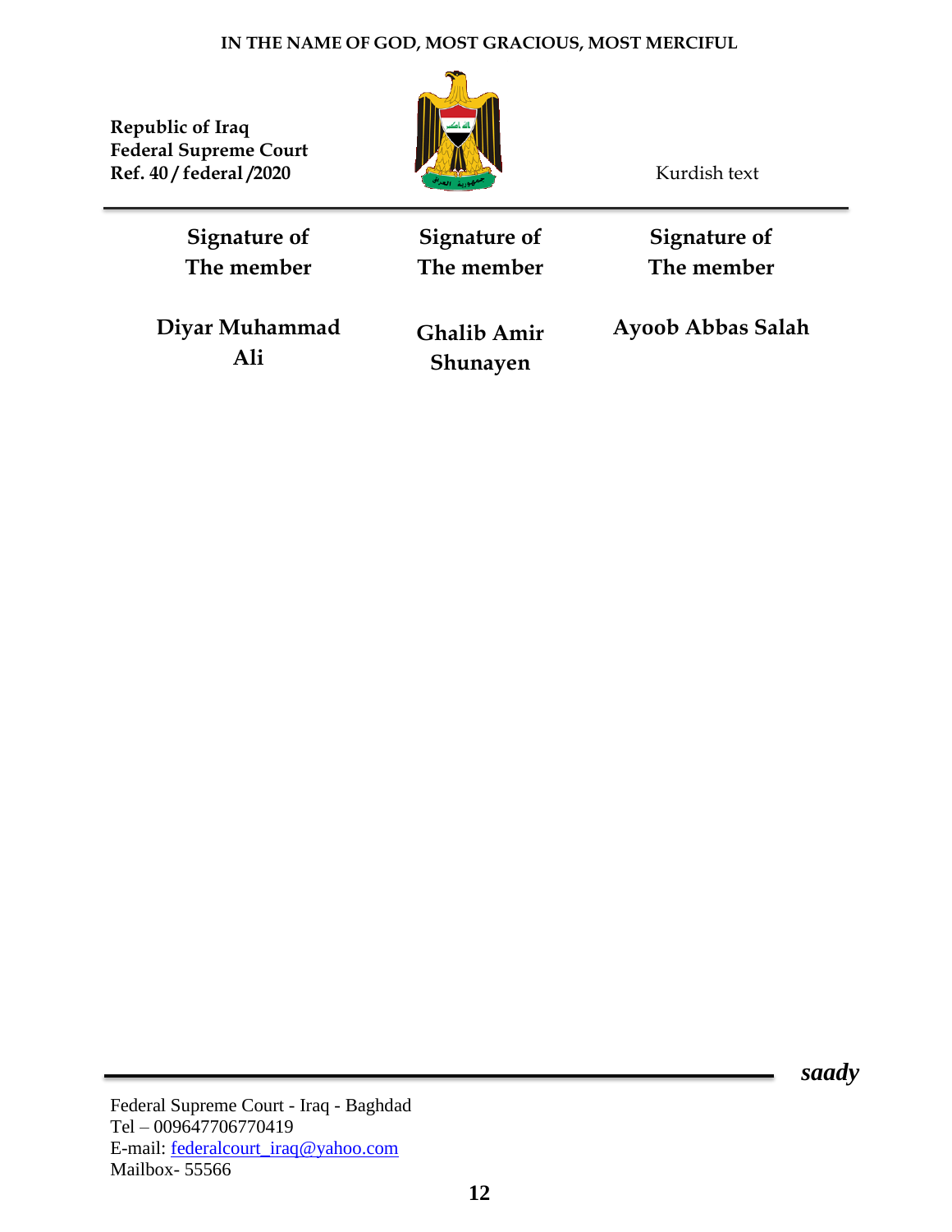**IN THE NAME OF GOD, MOST GRACIOUS, MOST MERCIFUL**

**Republic of Iraq**
**Federal Supreme Court**
**Ref. 40 / federal /2020**

Kurdish text

| | | |
|---|---|---|
| **Signature of The member** | **Signature of The member** | **Signature of The member** |
| **Diyar Muhammad Ali** | **Ghalib Amir Shunayen** | **Ayoob Abbas Salah** |

***saady***

Federal Supreme Court - Iraq - Baghdad
Tel – 009647706770419
E-mail: federalcourt_iraq@yahoo.com
Mailbox- 55566